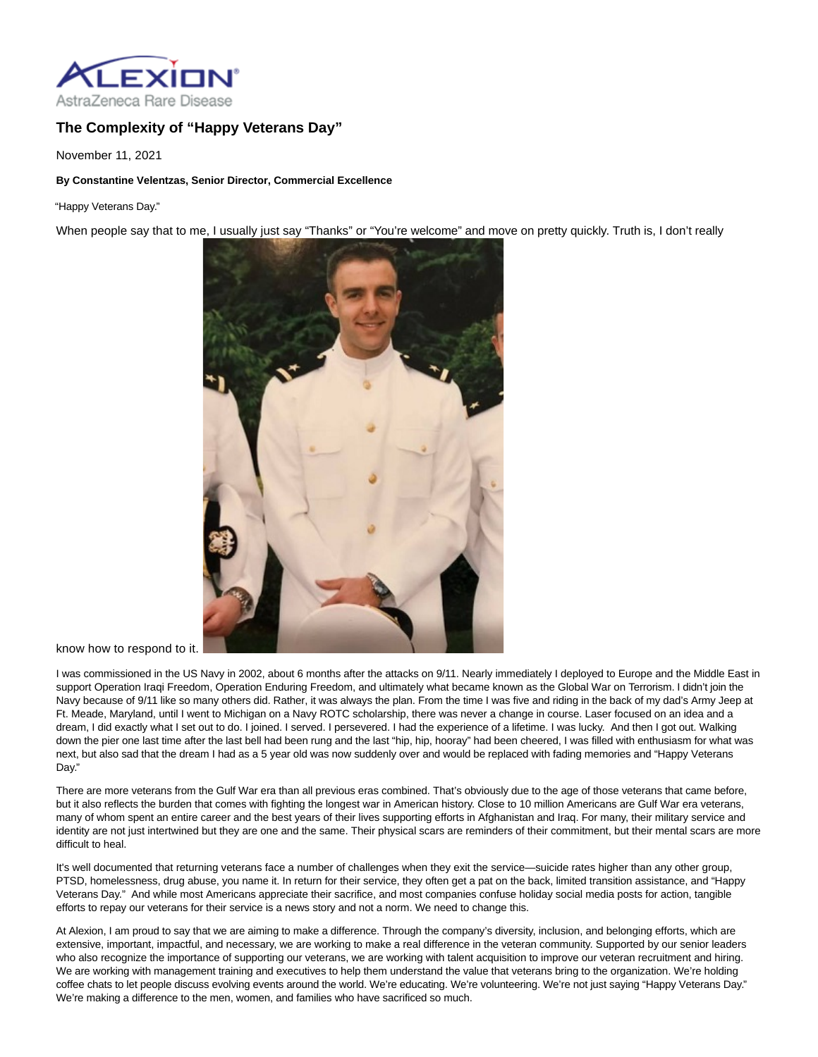AstraZeneca Rare Disease

# The Complexity of "Happy Veterans Day"

November 11, 2021

**By Constantine Velentzas, Senior Director, Commercial Excellence**

"Happy Veterans Day."

When people say that to me, I usually just say "Thanks" or "You're welcome" and move on pretty quickly. Truth is, I don't really know how to respond to it.

I was commissioned in the US Navy in 2002, about 6 months after the attacks on 9/11. Nearly immediately I deployed to Europe and the Middle East in support Operation Iraqi Freedom, Operation Enduring Freedom, and ultimately what became known as the Global War on Terrorism. I didn't join the Navy because of 9/11 like so many others did. Rather, it was always the plan. From the time I was five and riding in the back of my dad's Army Jeep at Ft. Meade, Maryland, until I went to Michigan on a Navy ROTC scholarship, there was never a change in course. Laser focused on an idea and a dream, I did exactly what I set out to do. I joined. I served. I persevered. I had the experience of a lifetime. I was lucky. And then I got out. Walking down the pier one last time after the last bell had been rung and the last "hip, hip, hooray" had been cheered, I was filled with enthusiasm for what was next, but also sad that the dream I had as a 5 year old was now suddenly over and would be replaced with fading memories and "Happy Veterans Day."

There are more veterans from the Gulf War era than all previous eras combined. That's obviously due to the age of those veterans that came before, but it also reflects the burden that comes with fighting the longest war in American history. Close to 10 million Americans are Gulf War era veterans, many of whom spent an entire career and the best years of their lives supporting efforts in Afghanistan and Iraq. For many, their military service and identity are not just intertwined but they are one and the same. Their physical scars are reminders of their commitment, but their mental scars are more difficult to heal.

It's well documented that returning veterans face a number of challenges when they exit the service—suicide rates higher than any other group, PTSD, homelessness, drug abuse, you name it. In return for their service, they often get a pat on the back, limited transition assistance, and "Happy Veterans Day." And while most Americans appreciate their sacrifice, and most companies confuse holiday social media posts for action, tangible efforts to repay our veterans for their service is a news story and not a norm. We need to change this.

At Alexion, I am proud to say that we are aiming to make a difference. Through the company's diversity, inclusion, and belonging efforts, which are extensive, important, impactful, and necessary, we are working to make a real difference in the veteran community. Supported by our senior leaders who also recognize the importance of supporting our veterans, we are working with talent acquisition to improve our veteran recruitment and hiring. We are working with management training and executives to help them understand the value that veterans bring to the organization. We're holding coffee chats to let people discuss evolving events around the world. We're educating. We're volunteering. We're not just saying "Happy Veterans Day." We're making a difference to the men, women, and families who have sacrificed so much.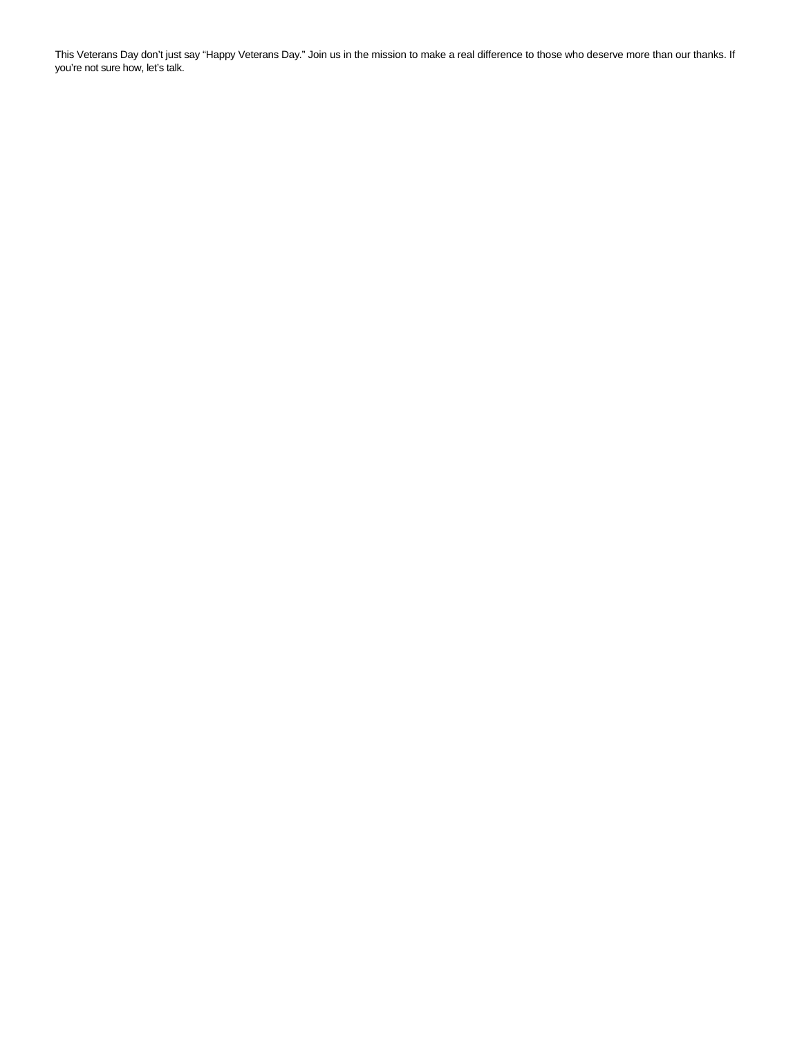This Veterans Day don’t just say “Happy Veterans Day.” Join us in the mission to make a real difference to those who deserve more than our thanks. If you’re not sure how, let’s talk.